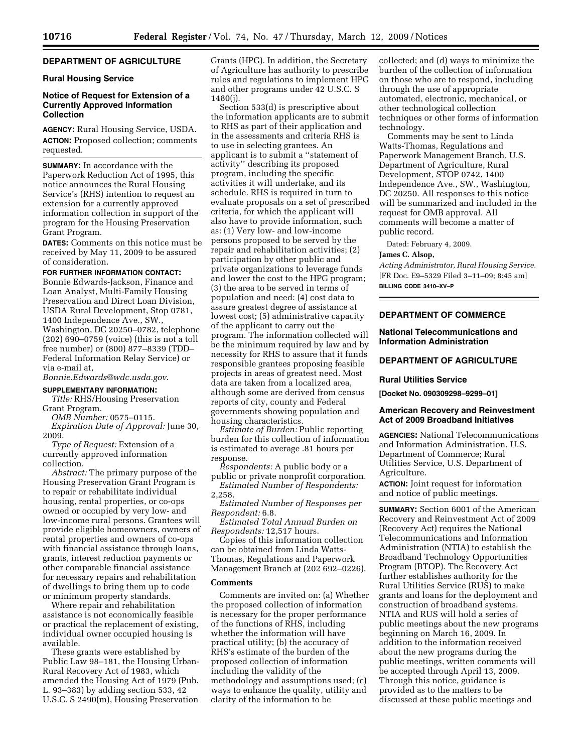## DEPARTMENT OF AGRICULTURE

### Rural Housing Service

### Notice of Request for Extension of a Currently Approved Information Collection

**AGENCY:** Rural Housing Service, USDA.

**ACTION:** Proposed collection; comments requested.

**SUMMARY:** In accordance with the Paperwork Reduction Act of 1995, this notice announces the Rural Housing Service's (RHS) intention to request an extension for a currently approved information collection in support of the program for the Housing Preservation Grant Program.

**DATES:** Comments on this notice must be received by May 11, 2009 to be assured of consideration.

**FOR FURTHER INFORMATION CONTACT:** Bonnie Edwards-Jackson, Finance and Loan Analyst, Multi-Family Housing Preservation and Direct Loan Division, USDA Rural Development, Stop 0781, 1400 Independence Ave., SW., Washington, DC 20250–0782, telephone (202) 690–0759 (voice) (this is not a toll free number) or (800) 877–8339 (TDD–Federal Information Relay Service) or via e-mail at, *Bonnie.Edwards@wdc.usda.gov*.

**SUPPLEMENTARY INFORMATION:**

*Title:* RHS/Housing Preservation Grant Program.

*OMB Number:* 0575–0115.

*Expiration Date of Approval:* June 30, 2009.

*Type of Request:* Extension of a currently approved information collection.

*Abstract:* The primary purpose of the Housing Preservation Grant Program is to repair or rehabilitate individual housing, rental properties, or co-ops owned or occupied by very low- and low-income rural persons. Grantees will provide eligible homeowners, owners of rental properties and owners of co-ops with financial assistance through loans, grants, interest reduction payments or other comparable financial assistance for necessary repairs and rehabilitation of dwellings to bring them up to code or minimum property standards.

Where repair and rehabilitation assistance is not economically feasible or practical the replacement of existing, individual owner occupied housing is available.

These grants were established by Public Law 98–181, the Housing Urban-Rural Recovery Act of 1983, which amended the Housing Act of 1979 (Pub. L. 93–383) by adding section 533, 42 U.S.C. S 2490(m), Housing Preservation Grants (HPG). In addition, the Secretary of Agriculture has authority to prescribe rules and regulations to implement HPG and other programs under 42 U.S.C. S 1480(j).

Section 533(d) is prescriptive about the information applicants are to submit to RHS as part of their application and in the assessments and criteria RHS is to use in selecting grantees. An applicant is to submit a ''statement of activity'' describing its proposed program, including the specific activities it will undertake, and its schedule. RHS is required in turn to evaluate proposals on a set of prescribed criteria, for which the applicant will also have to provide information, such as: (1) Very low- and low-income persons proposed to be served by the repair and rehabilitation activities; (2) participation by other public and private organizations to leverage funds and lower the cost to the HPG program; (3) the area to be served in terms of population and need: (4) cost data to assure greatest degree of assistance at lowest cost; (5) administrative capacity of the applicant to carry out the program. The information collected will be the minimum required by law and by necessity for RHS to assure that it funds responsible grantees proposing feasible projects in areas of greatest need. Most data are taken from a localized area, although some are derived from census reports of city, county and Federal governments showing population and housing characteristics.

*Estimate of Burden:* Public reporting burden for this collection of information is estimated to average .81 hours per response.

*Respondents:* A public body or a public or private nonprofit corporation.

*Estimated Number of Respondents:* 2,258.

*Estimated Number of Responses per Respondent:* 6.8.

*Estimated Total Annual Burden on Respondents:* 12,517 hours.

Copies of this information collection can be obtained from Linda Watts-Thomas, Regulations and Paperwork Management Branch at (202 692–0226).

### Comments

Comments are invited on: (a) Whether the proposed collection of information is necessary for the proper performance of the functions of RHS, including whether the information will have practical utility; (b) the accuracy of RHS's estimate of the burden of the proposed collection of information including the validity of the methodology and assumptions used; (c) ways to enhance the quality, utility and clarity of the information to be collected; and (d) ways to minimize the burden of the collection of information on those who are to respond, including through the use of appropriate automated, electronic, mechanical, or other technological collection techniques or other forms of information technology.

Comments may be sent to Linda Watts-Thomas, Regulations and Paperwork Management Branch, U.S. Department of Agriculture, Rural Development, STOP 0742, 1400 Independence Ave., SW., Washington, DC 20250. All responses to this notice will be summarized and included in the request for OMB approval. All comments will become a matter of public record.

Dated: February 4, 2009.

**James C. Alsop,**

*Acting Administrator, Rural Housing Service.*

[FR Doc. E9–5329 Filed 3–11–09; 8:45 am]

**BILLING CODE 3410–XV–P**

## DEPARTMENT OF COMMERCE

### National Telecommunications and Information Administration

## DEPARTMENT OF AGRICULTURE

### Rural Utilities Service

**[Docket No. 090309298–9299–01]**

### American Recovery and Reinvestment Act of 2009 Broadband Initiatives

**AGENCIES:** National Telecommunications and Information Administration, U.S. Department of Commerce; Rural Utilities Service, U.S. Department of Agriculture.

**ACTION:** Joint request for information and notice of public meetings.

**SUMMARY:** Section 6001 of the American Recovery and Reinvestment Act of 2009 (Recovery Act) requires the National Telecommunications and Information Administration (NTIA) to establish the Broadband Technology Opportunities Program (BTOP). The Recovery Act further establishes authority for the Rural Utilities Service (RUS) to make grants and loans for the deployment and construction of broadband systems. NTIA and RUS will hold a series of public meetings about the new programs beginning on March 16, 2009. In addition to the information received about the new programs during the public meetings, written comments will be accepted through April 13, 2009. Through this notice, guidance is provided as to the matters to be discussed at these public meetings and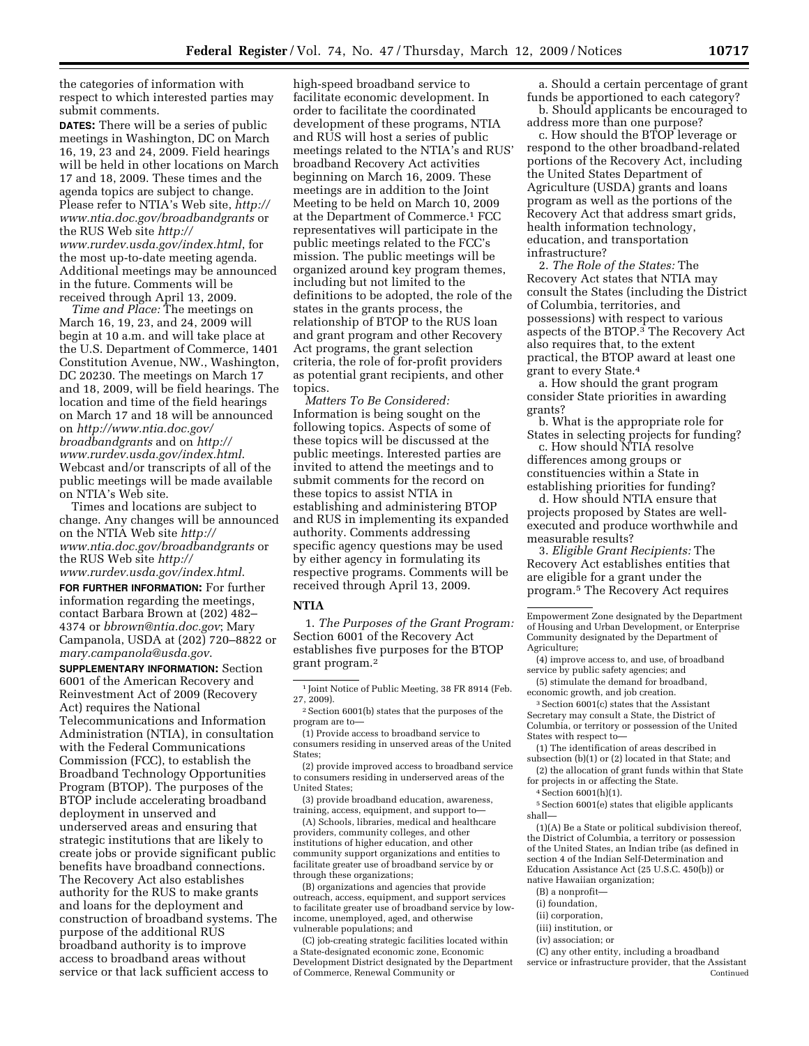the categories of information with respect to which interested parties may submit comments.

**DATES:** There will be a series of public meetings in Washington, DC on March 16, 19, 23 and 24, 2009. Field hearings will be held in other locations on March 17 and 18, 2009. These times and the agenda topics are subject to change. Please refer to NTIA's Web site, *http://www.ntia.doc.gov/broadbandgrants* or the RUS Web site *http://www.rurdev.usda.gov/index.html*, for the most up-to-date meeting agenda. Additional meetings may be announced in the future. Comments will be received through April 13, 2009.

*Time and Place:* The meetings on March 16, 19, 23, and 24, 2009 will begin at 10 a.m. and will take place at the U.S. Department of Commerce, 1401 Constitution Avenue, NW., Washington, DC 20230. The meetings on March 17 and 18, 2009, will be field hearings. The location and time of the field hearings on March 17 and 18 will be announced on *http://www.ntia.doc.gov/broadbandgrants* and on *http://www.rurdev.usda.gov/index.html*. Webcast and/or transcripts of all of the public meetings will be made available on NTIA's Web site.

Times and locations are subject to change. Any changes will be announced on the NTIA Web site *http://www.ntia.doc.gov/broadbandgrants* or the RUS Web site *http://www.rurdev.usda.gov/index.html*.

**FOR FURTHER INFORMATION:** For further information regarding the meetings, contact Barbara Brown at (202) 482–4374 or *bbrown@ntia.doc.gov*; Mary Campanola, USDA at (202) 720–8822 or *mary.campanola@usda.gov*.

**SUPPLEMENTARY INFORMATION:** Section 6001 of the American Recovery and Reinvestment Act of 2009 (Recovery Act) requires the National Telecommunications and Information Administration (NTIA), in consultation with the Federal Communications Commission (FCC), to establish the Broadband Technology Opportunities Program (BTOP). The purposes of the BTOP include accelerating broadband deployment in unserved and underserved areas and ensuring that strategic institutions that are likely to create jobs or provide significant public benefits have broadband connections. The Recovery Act also establishes authority for the RUS to make grants and loans for the deployment and construction of broadband systems. The purpose of the additional RUS broadband authority is to improve access to broadband areas without service or that lack sufficient access to high-speed broadband service to facilitate economic development. In order to facilitate the coordinated development of these programs, NTIA and RUS will host a series of public meetings related to the NTIA's and RUS' broadband Recovery Act activities beginning on March 16, 2009. These meetings are in addition to the Joint Meeting to be held on March 10, 2009 at the Department of Commerce.[1] FCC representatives will participate in the public meetings related to the FCC's mission. The public meetings will be organized around key program themes, including but not limited to the definitions to be adopted, the role of the states in the grants process, the relationship of BTOP to the RUS loan and grant program and other Recovery Act programs, the grant selection criteria, the role of for-profit providers as potential grant recipients, and other topics.

*Matters To Be Considered:* Information is being sought on the following topics. Aspects of some of these topics will be discussed at the public meetings. Interested parties are invited to attend the meetings and to submit comments for the record on these topics to assist NTIA in establishing and administering BTOP and RUS in implementing its expanded authority. Comments addressing specific agency questions may be used by either agency in formulating its respective programs. Comments will be received through April 13, 2009.

## NTIA

1. *The Purposes of the Grant Program:* Section 6001 of the Recovery Act establishes five purposes for the BTOP grant program.[2]

a. Should a certain percentage of grant funds be apportioned to each category?

b. Should applicants be encouraged to address more than one purpose?

c. How should the BTOP leverage or respond to the other broadband-related portions of the Recovery Act, including the United States Department of Agriculture (USDA) grants and loans program as well as the portions of the Recovery Act that address smart grids, health information technology, education, and transportation infrastructure?

2. *The Role of the States:* The Recovery Act states that NTIA may consult the States (including the District of Columbia, territories, and possessions) with respect to various aspects of the BTOP.[3] The Recovery Act also requires that, to the extent practical, the BTOP award at least one grant to every State.[4]

a. How should the grant program consider State priorities in awarding grants?

b. What is the appropriate role for States in selecting projects for funding?

c. How should NTIA resolve differences among groups or constituencies within a State in establishing priorities for funding?

d. How should NTIA ensure that projects proposed by States are well-executed and produce worthwhile and measurable results?

3. *Eligible Grant Recipients:* The Recovery Act establishes entities that are eligible for a grant under the program.[5] The Recovery Act requires

---

[1] Joint Notice of Public Meeting, 38 FR 8914 (Feb. 27, 2009).

[2] Section 6001(b) states that the purposes of the program are to—

(1) Provide access to broadband service to consumers residing in unserved areas of the United States;

(2) provide improved access to broadband service to consumers residing in underserved areas of the United States;

(3) provide broadband education, awareness, training, access, equipment, and support to—

(A) Schools, libraries, medical and healthcare providers, community colleges, and other institutions of higher education, and other community support organizations and entities to facilitate greater use of broadband service by or through these organizations;

(B) organizations and agencies that provide outreach, access, equipment, and support services to facilitate greater use of broadband service by low-income, unemployed, aged, and otherwise vulnerable populations; and

(C) job-creating strategic facilities located within a State-designated economic zone, Economic Development District designated by the Department of Commerce, Renewal Community or Empowerment Zone designated by the Department of Housing and Urban Development, or Enterprise Community designated by the Department of Agriculture;

(4) improve access to, and use of, broadband service by public safety agencies; and

(5) stimulate the demand for broadband, economic growth, and job creation.

[3] Section 6001(c) states that the Assistant Secretary may consult a State, the District of Columbia, or territory or possession of the United States with respect to—

(1) The identification of areas described in subsection (b)(1) or (2) located in that State; and

(2) the allocation of grant funds within that State for projects in or affecting the State.

[4] Section 6001(h)(1).

[5] Section 6001(e) states that eligible applicants shall—

(1)(A) Be a State or political subdivision thereof, the District of Columbia, a territory or possession of the United States, an Indian tribe (as defined in section 4 of the Indian Self-Determination and Education Assistance Act (25 U.S.C. 450(b)) or native Hawaiian organization;

(B) a nonprofit—

(i) foundation,

(ii) corporation,

(iii) institution, or

(iv) association; or

(C) any other entity, including a broadband service or infrastructure provider, that the Assistant

Continued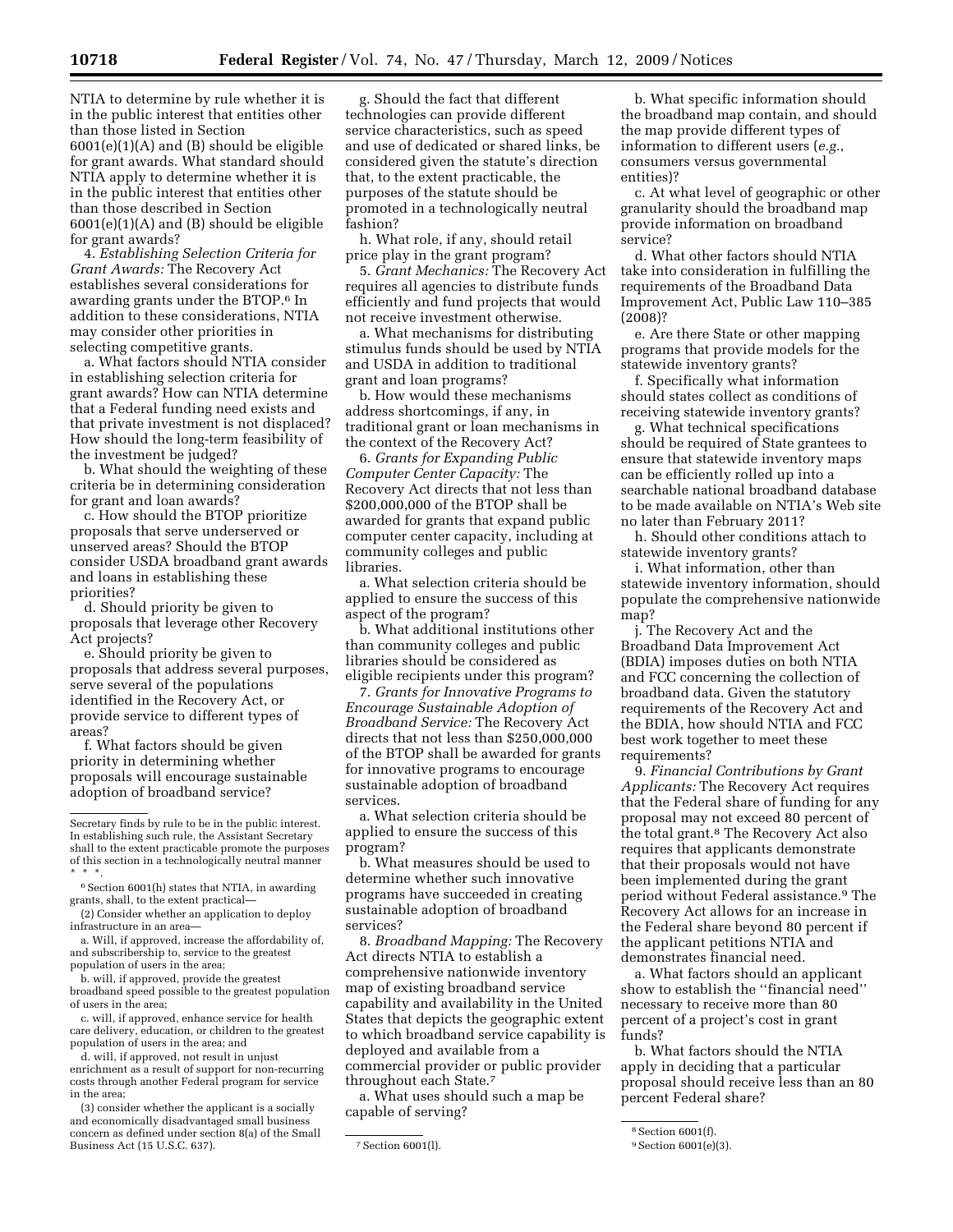NTIA to determine by rule whether it is in the public interest that entities other than those listed in Section 6001(e)(1)(A) and (B) should be eligible for grant awards. What standard should NTIA apply to determine whether it is in the public interest that entities other than those described in Section 6001(e)(1)(A) and (B) should be eligible for grant awards?

4. *Establishing Selection Criteria for Grant Awards:* The Recovery Act establishes several considerations for awarding grants under the BTOP.[6] In addition to these considerations, NTIA may consider other priorities in selecting competitive grants.

a. What factors should NTIA consider in establishing selection criteria for grant awards? How can NTIA determine that a Federal funding need exists and that private investment is not displaced? How should the long-term feasibility of the investment be judged?

b. What should the weighting of these criteria be in determining consideration for grant and loan awards?

c. How should the BTOP prioritize proposals that serve underserved or unserved areas? Should the BTOP consider USDA broadband grant awards and loans in establishing these priorities?

d. Should priority be given to proposals that leverage other Recovery Act projects?

e. Should priority be given to proposals that address several purposes, serve several of the populations identified in the Recovery Act, or provide service to different types of areas?

f. What factors should be given priority in determining whether proposals will encourage sustainable adoption of broadband service?

g. Should the fact that different technologies can provide different service characteristics, such as speed and use of dedicated or shared links, be considered given the statute's direction that, to the extent practicable, the purposes of the statute should be promoted in a technologically neutral fashion?

h. What role, if any, should retail price play in the grant program?

5. *Grant Mechanics:* The Recovery Act requires all agencies to distribute funds efficiently and fund projects that would not receive investment otherwise.

a. What mechanisms for distributing stimulus funds should be used by NTIA and USDA in addition to traditional grant and loan programs?

b. How would these mechanisms address shortcomings, if any, in traditional grant or loan mechanisms in the context of the Recovery Act?

6. *Grants for Expanding Public Computer Center Capacity:* The Recovery Act directs that not less than $200,000,000 of the BTOP shall be awarded for grants that expand public computer center capacity, including at community colleges and public libraries.

a. What selection criteria should be applied to ensure the success of this aspect of the program?

b. What additional institutions other than community colleges and public libraries should be considered as eligible recipients under this program?

7. *Grants for Innovative Programs to Encourage Sustainable Adoption of Broadband Service:* The Recovery Act directs that not less than $250,000,000 of the BTOP shall be awarded for grants for innovative programs to encourage sustainable adoption of broadband services.

a. What selection criteria should be applied to ensure the success of this program?

b. What measures should be used to determine whether such innovative programs have succeeded in creating sustainable adoption of broadband services?

8. *Broadband Mapping:* The Recovery Act directs NTIA to establish a comprehensive nationwide inventory map of existing broadband service capability and availability in the United States that depicts the geographic extent to which broadband service capability is deployed and available from a commercial provider or public provider throughout each State.[7]

a. What uses should such a map be capable of serving?

b. What specific information should the broadband map contain, and should the map provide different types of information to different users (*e.g.*, consumers versus governmental entities)?

c. At what level of geographic or other granularity should the broadband map provide information on broadband service?

d. What other factors should NTIA take into consideration in fulfilling the requirements of the Broadband Data Improvement Act, Public Law 110–385 (2008)?

e. Are there State or other mapping programs that provide models for the statewide inventory grants?

f. Specifically what information should states collect as conditions of receiving statewide inventory grants?

g. What technical specifications should be required of State grantees to ensure that statewide inventory maps can be efficiently rolled up into a searchable national broadband database to be made available on NTIA's Web site no later than February 2011?

h. Should other conditions attach to statewide inventory grants?

i. What information, other than statewide inventory information, should populate the comprehensive nationwide map?

j. The Recovery Act and the Broadband Data Improvement Act (BDIA) imposes duties on both NTIA and FCC concerning the collection of broadband data. Given the statutory requirements of the Recovery Act and the BDIA, how should NTIA and FCC best work together to meet these requirements?

9. *Financial Contributions by Grant Applicants:* The Recovery Act requires that the Federal share of funding for any proposal may not exceed 80 percent of the total grant.[8] The Recovery Act also requires that applicants demonstrate that their proposals would not have been implemented during the grant period without Federal assistance.[9] The Recovery Act allows for an increase in the Federal share beyond 80 percent if the applicant petitions NTIA and demonstrates financial need.

a. What factors should an applicant show to establish the "financial need" necessary to receive more than 80 percent of a project's cost in grant funds?

b. What factors should the NTIA apply in deciding that a particular proposal should receive less than an 80 percent Federal share?

---

Secretary finds by rule to be in the public interest. In establishing such rule, the Assistant Secretary shall to the extent practicable promote the purposes of this section in a technologically neutral manner * * *.

[6] Section 6001(h) states that NTIA, in awarding grants, shall, to the extent practical—

(2) Consider whether an application to deploy infrastructure in an area—

a. Will, if approved, increase the affordability of, and subscribership to, service to the greatest population of users in the area;

b. will, if approved, provide the greatest broadband speed possible to the greatest population of users in the area;

c. will, if approved, enhance service for health care delivery, education, or children to the greatest population of users in the area; and

d. will, if approved, not result in unjust enrichment as a result of support for non-recurring costs through another Federal program for service in the area;

(3) consider whether the applicant is a socially and economically disadvantaged small business concern as defined under section 8(a) of the Small Business Act (15 U.S.C. 637).

[7] Section 6001(l).

[8] Section 6001(f).

[9] Section 6001(e)(3).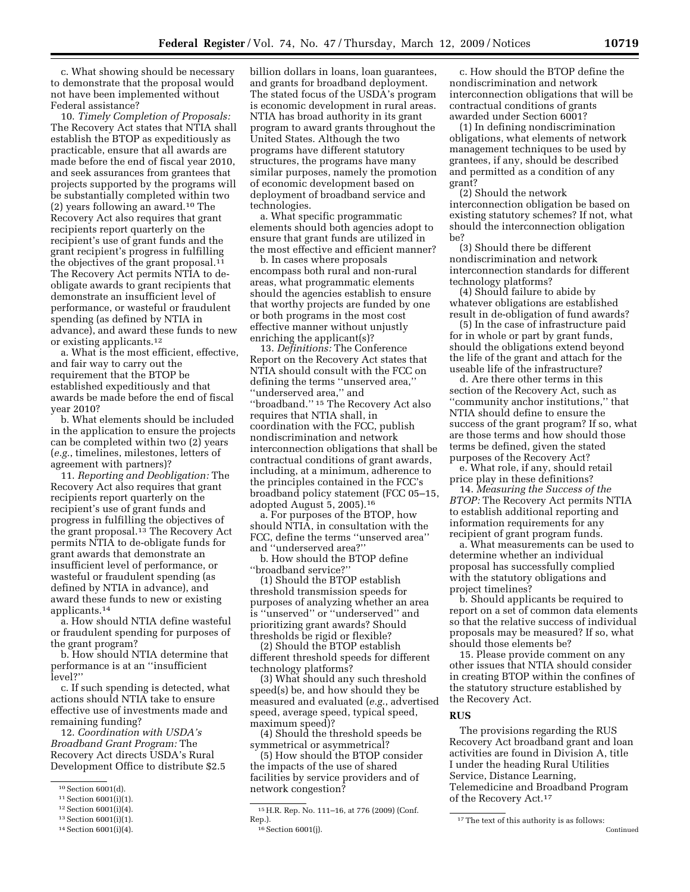c. What showing should be necessary to demonstrate that the proposal would not have been implemented without Federal assistance?

10. *Timely Completion of Proposals:* The Recovery Act states that NTIA shall establish the BTOP as expeditiously as practicable, ensure that all awards are made before the end of fiscal year 2010, and seek assurances from grantees that projects supported by the programs will be substantially completed within two (2) years following an award.[10] The Recovery Act also requires that grant recipients report quarterly on the recipient's use of grant funds and the grant recipient's progress in fulfilling the objectives of the grant proposal.[11] The Recovery Act permits NTIA to de-obligate awards to grant recipients that demonstrate an insufficient level of performance, or wasteful or fraudulent spending (as defined by NTIA in advance), and award these funds to new or existing applicants.[12]

a. What is the most efficient, effective, and fair way to carry out the requirement that the BTOP be established expeditiously and that awards be made before the end of fiscal year 2010?

b. What elements should be included in the application to ensure the projects can be completed within two (2) years (*e.g.*, timelines, milestones, letters of agreement with partners)?

11. *Reporting and Deobligation:* The Recovery Act also requires that grant recipients report quarterly on the recipient's use of grant funds and progress in fulfilling the objectives of the grant proposal.[13] The Recovery Act permits NTIA to de-obligate funds for grant awards that demonstrate an insufficient level of performance, or wasteful or fraudulent spending (as defined by NTIA in advance), and award these funds to new or existing applicants.[14]

a. How should NTIA define wasteful or fraudulent spending for purposes of the grant program?

b. How should NTIA determine that performance is at an ''insufficient level?''

c. If such spending is detected, what actions should NTIA take to ensure effective use of investments made and remaining funding?

12. *Coordination with USDA's Broadband Grant Program:* The Recovery Act directs USDA's Rural Development Office to distribute $2.5 billion dollars in loans, loan guarantees, and grants for broadband deployment. The stated focus of the USDA's program is economic development in rural areas. NTIA has broad authority in its grant program to award grants throughout the United States. Although the two programs have different statutory structures, the programs have many similar purposes, namely the promotion of economic development based on deployment of broadband service and technologies.

a. What specific programmatic elements should both agencies adopt to ensure that grant funds are utilized in the most effective and efficient manner?

b. In cases where proposals encompass both rural and non-rural areas, what programmatic elements should the agencies establish to ensure that worthy projects are funded by one or both programs in the most cost effective manner without unjustly enriching the applicant(s)?

13. *Definitions:* The Conference Report on the Recovery Act states that NTIA should consult with the FCC on defining the terms ''unserved area,'' ''underserved area,'' and ''broadband.''[15] The Recovery Act also requires that NTIA shall, in coordination with the FCC, publish nondiscrimination and network interconnection obligations that shall be contractual conditions of grant awards, including, at a minimum, adherence to the principles contained in the FCC's broadband policy statement (FCC 05–15, adopted August 5, 2005).[16]

a. For purposes of the BTOP, how should NTIA, in consultation with the FCC, define the terms ''unserved area'' and ''underserved area?''

b. How should the BTOP define ''broadband service?''

(1) Should the BTOP establish threshold transmission speeds for purposes of analyzing whether an area is ''unserved'' or ''underserved'' and prioritizing grant awards? Should thresholds be rigid or flexible?

(2) Should the BTOP establish different threshold speeds for different technology platforms?

(3) What should any such threshold speed(s) be, and how should they be measured and evaluated (*e.g.*, advertised speed, average speed, typical speed, maximum speed)?

(4) Should the threshold speeds be symmetrical or asymmetrical?

(5) How should the BTOP consider the impacts of the use of shared facilities by service providers and of network congestion?

c. How should the BTOP define the nondiscrimination and network interconnection obligations that will be contractual conditions of grants awarded under Section 6001?

(1) In defining nondiscrimination obligations, what elements of network management techniques to be used by grantees, if any, should be described and permitted as a condition of any grant?

(2) Should the network interconnection obligation be based on existing statutory schemes? If not, what should the interconnection obligation be?

(3) Should there be different nondiscrimination and network interconnection standards for different technology platforms?

(4) Should failure to abide by whatever obligations are established result in de-obligation of fund awards?

(5) In the case of infrastructure paid for in whole or part by grant funds, should the obligations extend beyond the life of the grant and attach for the useable life of the infrastructure?

d. Are there other terms in this section of the Recovery Act, such as ''community anchor institutions,'' that NTIA should define to ensure the success of the grant program? If so, what are those terms and how should those terms be defined, given the stated purposes of the Recovery Act?

e. What role, if any, should retail price play in these definitions?

14. *Measuring the Success of the BTOP:* The Recovery Act permits NTIA to establish additional reporting and information requirements for any recipient of grant program funds.

a. What measurements can be used to determine whether an individual proposal has successfully complied with the statutory obligations and project timelines?

b. Should applicants be required to report on a set of common data elements so that the relative success of individual proposals may be measured? If so, what should those elements be?

15. Please provide comment on any other issues that NTIA should consider in creating BTOP within the confines of the statutory structure established by the Recovery Act.

## RUS

The provisions regarding the RUS Recovery Act broadband grant and loan activities are found in Division A, title I under the heading Rural Utilities Service, Distance Learning, Telemedicine and Broadband Program of the Recovery Act.[17]

---

[10] Section 6001(d).

[11] Section 6001(i)(1).

[12] Section 6001(i)(4).

[13] Section 6001(i)(1).

[14] Section 6001(i)(4).

[15] H.R. Rep. No. 111–16, at 776 (2009) (Conf. Rep.).

[16] Section 6001(j).

[17] The text of this authority is as follows:

Continued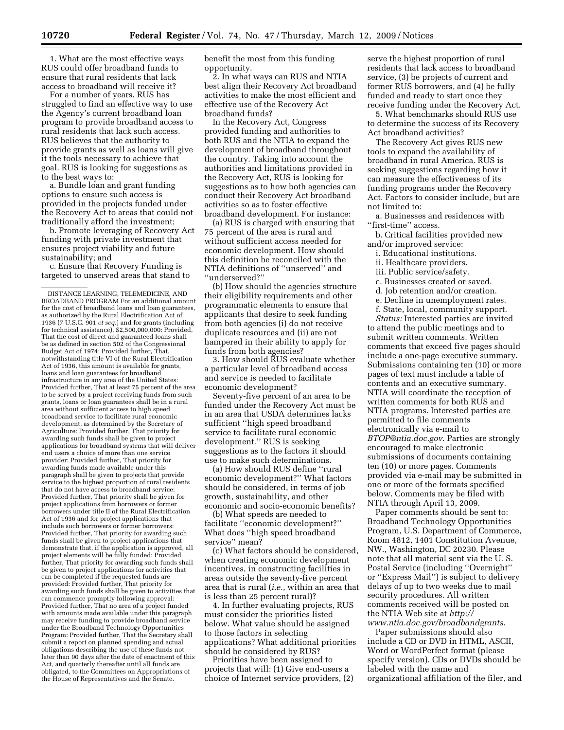1. What are the most effective ways RUS could offer broadband funds to ensure that rural residents that lack access to broadband will receive it?

For a number of years, RUS has struggled to find an effective way to use the Agency's current broadband loan program to provide broadband access to rural residents that lack such access. RUS believes that the authority to provide grants as well as loans will give it the tools necessary to achieve that goal. RUS is looking for suggestions as to the best ways to:

a. Bundle loan and grant funding options to ensure such access is provided in the projects funded under the Recovery Act to areas that could not traditionally afford the investment;

b. Promote leveraging of Recovery Act funding with private investment that ensures project viability and future sustainability; and

c. Ensure that Recovery Funding is targeted to unserved areas that stand to benefit the most from this funding opportunity.

2. In what ways can RUS and NTIA best align their Recovery Act broadband activities to make the most efficient and effective use of the Recovery Act broadband funds?

In the Recovery Act, Congress provided funding and authorities to both RUS and the NTIA to expand the development of broadband throughout the country. Taking into account the authorities and limitations provided in the Recovery Act, RUS is looking for suggestions as to how both agencies can conduct their Recovery Act broadband activities so as to foster effective broadband development. For instance:

(a) RUS is charged with ensuring that 75 percent of the area is rural and without sufficient access needed for economic development. How should this definition be reconciled with the NTIA definitions of "unserved" and "underserved?"

(b) How should the agencies structure their eligibility requirements and other programmatic elements to ensure that applicants that desire to seek funding from both agencies (i) do not receive duplicate resources and (ii) are not hampered in their ability to apply for funds from both agencies?

3. How should RUS evaluate whether a particular level of broadband access and service is needed to facilitate economic development?

Seventy-five percent of an area to be funded under the Recovery Act must be in an area that USDA determines lacks sufficient "high speed broadband service to facilitate rural economic development." RUS is seeking suggestions as to the factors it should use to make such determinations.

(a) How should RUS define "rural economic development?" What factors should be considered, in terms of job growth, sustainability, and other economic and socio-economic benefits?

(b) What speeds are needed to facilitate "economic development?" What does "high speed broadband service" mean?

(c) What factors should be considered, when creating economic development incentives, in constructing facilities in areas outside the seventy-five percent area that is rural (*i.e.*, within an area that is less than 25 percent rural)?

4. In further evaluating projects, RUS must consider the priorities listed below. What value should be assigned to those factors in selecting applications? What additional priorities should be considered by RUS?

Priorities have been assigned to projects that will: (1) Give end-users a choice of Internet service providers, (2) serve the highest proportion of rural residents that lack access to broadband service, (3) be projects of current and former RUS borrowers, and (4) be fully funded and ready to start once they receive funding under the Recovery Act.

5. What benchmarks should RUS use to determine the success of its Recovery Act broadband activities?

The Recovery Act gives RUS new tools to expand the availability of broadband in rural America. RUS is seeking suggestions regarding how it can measure the effectiveness of its funding programs under the Recovery Act. Factors to consider include, but are not limited to:

a. Businesses and residences with "first-time" access.

b. Critical facilities provided new and/or improved service:

i. Educational institutions.

ii. Healthcare providers.

iii. Public service/safety.

c. Businesses created or saved.

d. Job retention and/or creation.

e. Decline in unemployment rates.

f. State, local, community support.

*Status:* Interested parties are invited to attend the public meetings and to submit written comments. Written comments that exceed five pages should include a one-page executive summary. Submissions containing ten (10) or more pages of text must include a table of contents and an executive summary. NTIA will coordinate the reception of written comments for both RUS and NTIA programs. Interested parties are permitted to file comments electronically via e-mail to *BTOP@ntia.doc.gov*. Parties are strongly encouraged to make electronic submissions of documents containing ten (10) or more pages. Comments provided via e-mail may be submitted in one or more of the formats specified below. Comments may be filed with NTIA through April 13, 2009.

Paper comments should be sent to: Broadband Technology Opportunities Program, U.S. Department of Commerce, Room 4812, 1401 Constitution Avenue, NW., Washington, DC 20230. Please note that all material sent via the U. S. Postal Service (including "Overnight" or "Express Mail") is subject to delivery delays of up to two weeks due to mail security procedures. All written comments received will be posted on the NTIA Web site at *http://www.ntia.doc.gov/broadbandgrants*.

Paper submissions should also include a CD or DVD in HTML, ASCII, Word or WordPerfect format (please specify version). CDs or DVDs should be labeled with the name and organizational affiliation of the filer, and

---

DISTANCE LEARNING, TELEMEDICINE, AND BROADBAND PROGRAM For an additional amount for the cost of broadband loans and loan guarantees, as authorized by the Rural Electrification Act of 1936 (7 U.S.C. 901 *et seq.*) and for grants (including for technical assistance), $2,500,000,000: Provided, That the cost of direct and guaranteed loans shall be as defined in section 502 of the Congressional Budget Act of 1974: Provided further, That, notwithstanding title VI of the Rural Electrification Act of 1936, this amount is available for grants, loans and loan guarantees for broadband infrastructure in any area of the United States: Provided further, That at least 75 percent of the area to be served by a project receiving funds from such grants, loans or loan guarantees shall be in a rural area without sufficient access to high speed broadband service to facilitate rural economic development, as determined by the Secretary of Agriculture: Provided further, That priority for awarding such funds shall be given to project applications for broadband systems that will deliver end users a choice of more than one service provider: Provided further, That priority for awarding funds made available under this paragraph shall be given to projects that provide service to the highest proportion of rural residents that do not have access to broadband service: Provided further, That priority shall be given for project applications from borrowers or former borrowers under title II of the Rural Electrification Act of 1936 and for project applications that include such borrowers or former borrowers: Provided further, That priority for awarding such funds shall be given to project applications that demonstrate that, if the application is approved, all project elements will be fully funded: Provided further, That priority for awarding such funds shall be given to project applications for activities that can be completed if the requested funds are provided: Provided further, That priority for awarding such funds shall be given to activities that can commence promptly following approval: Provided further, That no area of a project funded with amounts made available under this paragraph may receive funding to provide broadband service under the Broadband Technology Opportunities Program: Provided further, That the Secretary shall submit a report on planned spending and actual obligations describing the use of these funds not later than 90 days after the date of enactment of this Act, and quarterly thereafter until all funds are obligated, to the Committees on Appropriations of the House of Representatives and the Senate.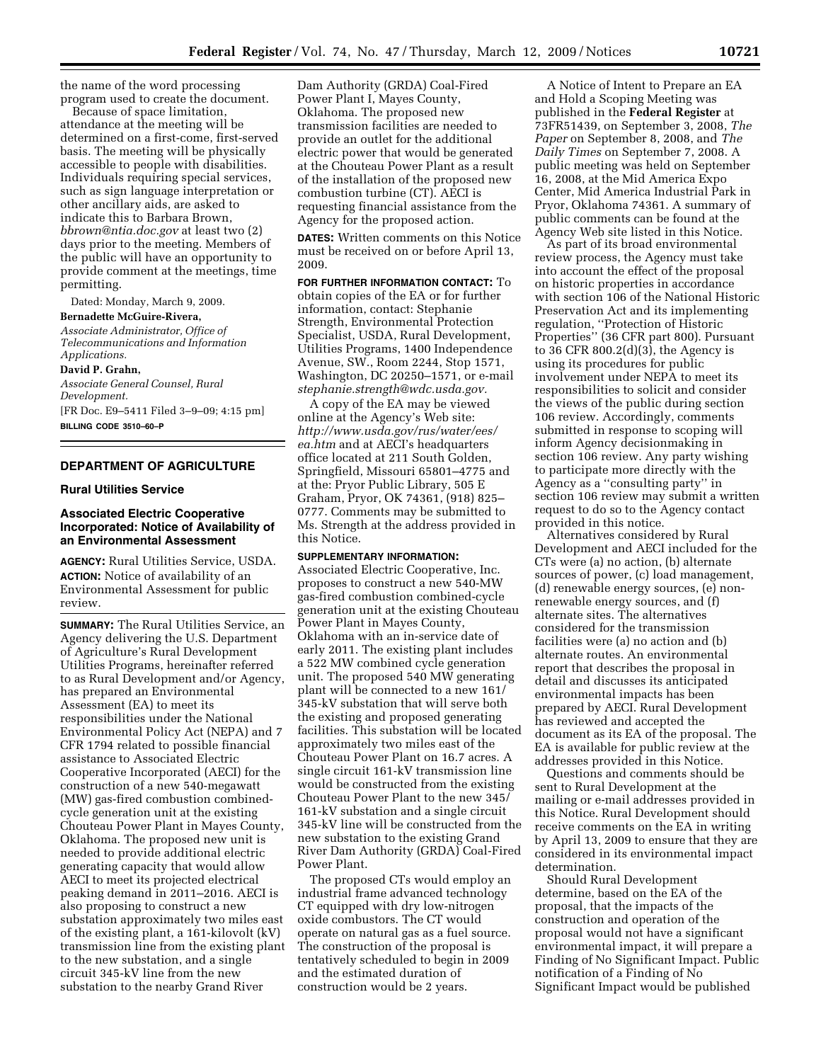the name of the word processing program used to create the document.

Because of space limitation, attendance at the meeting will be determined on a first-come, first-served basis. The meeting will be physically accessible to people with disabilities. Individuals requiring special services, such as sign language interpretation or other ancillary aids, are asked to indicate this to Barbara Brown, *bbrown@ntia.doc.gov* at least two (2) days prior to the meeting. Members of the public will have an opportunity to provide comment at the meetings, time permitting.

Dated: Monday, March 9, 2009.

**Bernadette McGuire-Rivera,**

*Associate Administrator, Office of Telecommunications and Information Applications.*

**David P. Grahn,**

*Associate General Counsel, Rural Development.*

[FR Doc. E9–5411 Filed 3–9–09; 4:15 pm]

**BILLING CODE 3510–60–P**

## DEPARTMENT OF AGRICULTURE

### Rural Utilities Service

### Associated Electric Cooperative Incorporated: Notice of Availability of an Environmental Assessment

**AGENCY:** Rural Utilities Service, USDA.

**ACTION:** Notice of availability of an Environmental Assessment for public review.

**SUMMARY:** The Rural Utilities Service, an Agency delivering the U.S. Department of Agriculture's Rural Development Utilities Programs, hereinafter referred to as Rural Development and/or Agency, has prepared an Environmental Assessment (EA) to meet its responsibilities under the National Environmental Policy Act (NEPA) and 7 CFR 1794 related to possible financial assistance to Associated Electric Cooperative Incorporated (AECI) for the construction of a new 540-megawatt (MW) gas-fired combustion combined-cycle generation unit at the existing Chouteau Power Plant in Mayes County, Oklahoma. The proposed new unit is needed to provide additional electric generating capacity that would allow AECI to meet its projected electrical peaking demand in 2011–2016. AECI is also proposing to construct a new substation approximately two miles east of the existing plant, a 161-kilovolt (kV) transmission line from the existing plant to the new substation, and a single circuit 345-kV line from the new substation to the nearby Grand River Dam Authority (GRDA) Coal-Fired Power Plant I, Mayes County, Oklahoma. The proposed new transmission facilities are needed to provide an outlet for the additional electric power that would be generated at the Chouteau Power Plant as a result of the installation of the proposed new combustion turbine (CT). AECI is requesting financial assistance from the Agency for the proposed action.

**DATES:** Written comments on this Notice must be received on or before April 13, 2009.

**FOR FURTHER INFORMATION CONTACT:** To obtain copies of the EA or for further information, contact: Stephanie Strength, Environmental Protection Specialist, USDA, Rural Development, Utilities Programs, 1400 Independence Avenue, SW., Room 2244, Stop 1571, Washington, DC 20250–1571, or e-mail *stephanie.strength@wdc.usda.gov.*

A copy of the EA may be viewed online at the Agency's Web site: *http://www.usda.gov/rus/water/ees/ea.htm* and at AECI's headquarters office located at 211 South Golden, Springfield, Missouri 65801–4775 and at the: Pryor Public Library, 505 E Graham, Pryor, OK 74361, (918) 825–0777. Comments may be submitted to Ms. Strength at the address provided in this Notice.

**SUPPLEMENTARY INFORMATION:** Associated Electric Cooperative, Inc. proposes to construct a new 540-MW gas-fired combustion combined-cycle generation unit at the existing Chouteau Power Plant in Mayes County, Oklahoma with an in-service date of early 2011. The existing plant includes a 522 MW combined cycle generation unit. The proposed 540 MW generating plant will be connected to a new 161/345-kV substation that will serve both the existing and proposed generating facilities. This substation will be located approximately two miles east of the Chouteau Power Plant on 16.7 acres. A single circuit 161-kV transmission line would be constructed from the existing Chouteau Power Plant to the new 345/161-kV substation and a single circuit 345-kV line will be constructed from the new substation to the existing Grand River Dam Authority (GRDA) Coal-Fired Power Plant.

The proposed CTs would employ an industrial frame advanced technology CT equipped with dry low-nitrogen oxide combustors. The CT would operate on natural gas as a fuel source. The construction of the proposal is tentatively scheduled to begin in 2009 and the estimated duration of construction would be 2 years.

A Notice of Intent to Prepare an EA and Hold a Scoping Meeting was published in the **Federal Register** at 73FR51439, on September 3, 2008, *The Paper* on September 8, 2008, and *The Daily Times* on September 7, 2008. A public meeting was held on September 16, 2008, at the Mid America Expo Center, Mid America Industrial Park in Pryor, Oklahoma 74361. A summary of public comments can be found at the Agency Web site listed in this Notice.

As part of its broad environmental review process, the Agency must take into account the effect of the proposal on historic properties in accordance with section 106 of the National Historic Preservation Act and its implementing regulation, ''Protection of Historic Properties'' (36 CFR part 800). Pursuant to 36 CFR 800.2(d)(3), the Agency is using its procedures for public involvement under NEPA to meet its responsibilities to solicit and consider the views of the public during section 106 review. Accordingly, comments submitted in response to scoping will inform Agency decisionmaking in section 106 review. Any party wishing to participate more directly with the Agency as a ''consulting party'' in section 106 review may submit a written request to do so to the Agency contact provided in this notice.

Alternatives considered by Rural Development and AECI included for the CTs were (a) no action, (b) alternate sources of power, (c) load management, (d) renewable energy sources, (e) non-renewable energy sources, and (f) alternate sites. The alternatives considered for the transmission facilities were (a) no action and (b) alternate routes. An environmental report that describes the proposal in detail and discusses its anticipated environmental impacts has been prepared by AECI. Rural Development has reviewed and accepted the document as its EA of the proposal. The EA is available for public review at the addresses provided in this Notice.

Questions and comments should be sent to Rural Development at the mailing or e-mail addresses provided in this Notice. Rural Development should receive comments on the EA in writing by April 13, 2009 to ensure that they are considered in its environmental impact determination.

Should Rural Development determine, based on the EA of the proposal, that the impacts of the construction and operation of the proposal would not have a significant environmental impact, it will prepare a Finding of No Significant Impact. Public notification of a Finding of No Significant Impact would be published